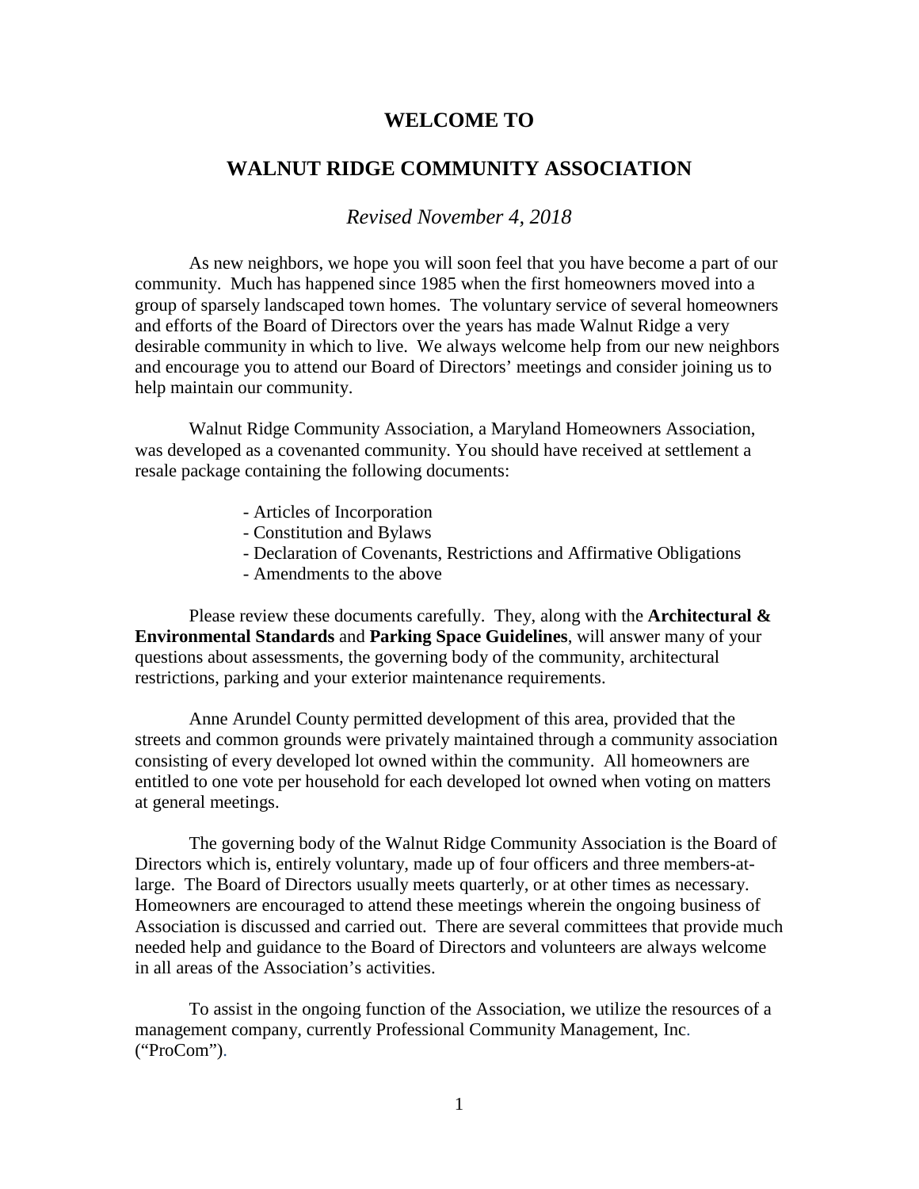# WELCOME TO

## WALNUT RIDGE COMMUNITY ASSOCIATION

*Revised November 4, 2018*

As new neighbors, we hope you will soon feel that you have become a part of our community. Much has happened since 1985 when the first homeowners moved into a group of sparsely landscaped town homes. The voluntary service of several homeowners and efforts of the Board of Directors over the years has made Walnut Ridge a very desirable community in which to live. We always welcome help from our new neighbors and encourage you to attend our Board of Directors' meetings and consider joining us to help maintain our community.

Walnut Ridge Community Association, a Maryland Homeowners Association, was developed as a covenanted community. You should have received at settlement a resale package containing the following documents:

- Articles of Incorporation
- Constitution and Bylaws
- Declaration of Covenants, Restrictions and Affirmative Obligations
- Amendments to the above

Please review these documents carefully. They, along with the **Architectural & Environmental Standards** and **Parking Space Guidelines**, will answer many of your questions about assessments, the governing body of the community, architectural restrictions, parking and your exterior maintenance requirements.

Anne Arundel County permitted development of this area, provided that the streets and common grounds were privately maintained through a community association consisting of every developed lot owned within the community. All homeowners are entitled to one vote per household for each developed lot owned when voting on matters at general meetings.

The governing body of the Walnut Ridge Community Association is the Board of Directors which is, entirely voluntary, made up of four officers and three members-at-large. The Board of Directors usually meets quarterly, or at other times as necessary. Homeowners are encouraged to attend these meetings wherein the ongoing business of Association is discussed and carried out. There are several committees that provide much needed help and guidance to the Board of Directors and volunteers are always welcome in all areas of the Association's activities.

To assist in the ongoing function of the Association, we utilize the resources of a management company, currently Professional Community Management, Inc. ("ProCom").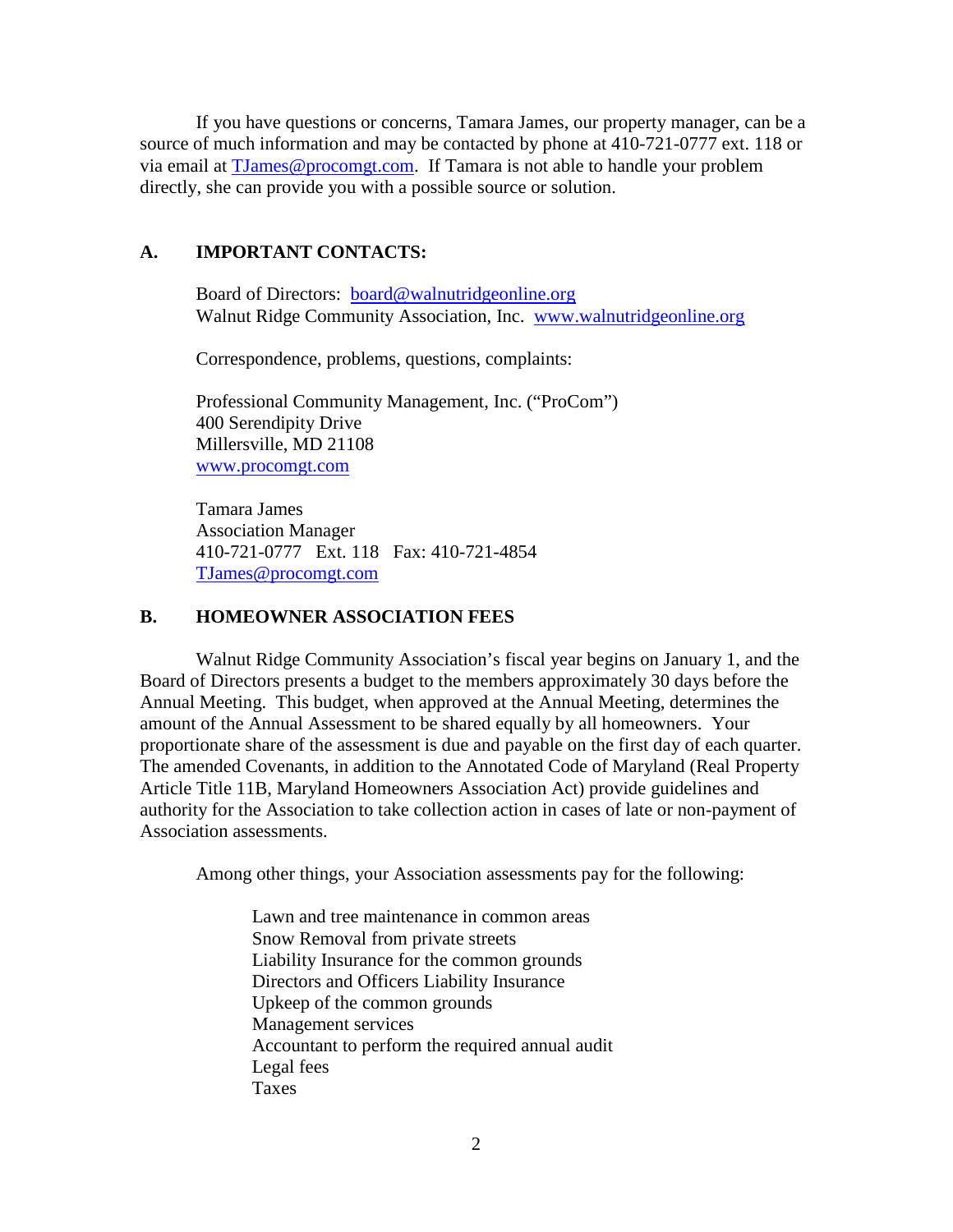If you have questions or concerns, Tamara James, our property manager, can be a source of much information and may be contacted by phone at 410-721-0777 ext. 118 or via email at TJames@procomgt.com. If Tamara is not able to handle your problem directly, she can provide you with a possible source or solution.

## A. IMPORTANT CONTACTS:

Board of Directors: board@walnutridgeonline.org
Walnut Ridge Community Association, Inc. www.walnutridgeonline.org

Correspondence, problems, questions, complaints:

Professional Community Management, Inc. ("ProCom")
400 Serendipity Drive
Millersville, MD 21108
www.procomgt.com

Tamara James
Association Manager
410-721-0777 Ext. 118 Fax: 410-721-4854
TJames@procomgt.com

## B. HOMEOWNER ASSOCIATION FEES

Walnut Ridge Community Association's fiscal year begins on January 1, and the Board of Directors presents a budget to the members approximately 30 days before the Annual Meeting. This budget, when approved at the Annual Meeting, determines the amount of the Annual Assessment to be shared equally by all homeowners. Your proportionate share of the assessment is due and payable on the first day of each quarter. The amended Covenants, in addition to the Annotated Code of Maryland (Real Property Article Title 11B, Maryland Homeowners Association Act) provide guidelines and authority for the Association to take collection action in cases of late or non-payment of Association assessments.

Among other things, your Association assessments pay for the following:

- Lawn and tree maintenance in common areas
- Snow Removal from private streets
- Liability Insurance for the common grounds
- Directors and Officers Liability Insurance
- Upkeep of the common grounds
- Management services
- Accountant to perform the required annual audit
- Legal fees
- Taxes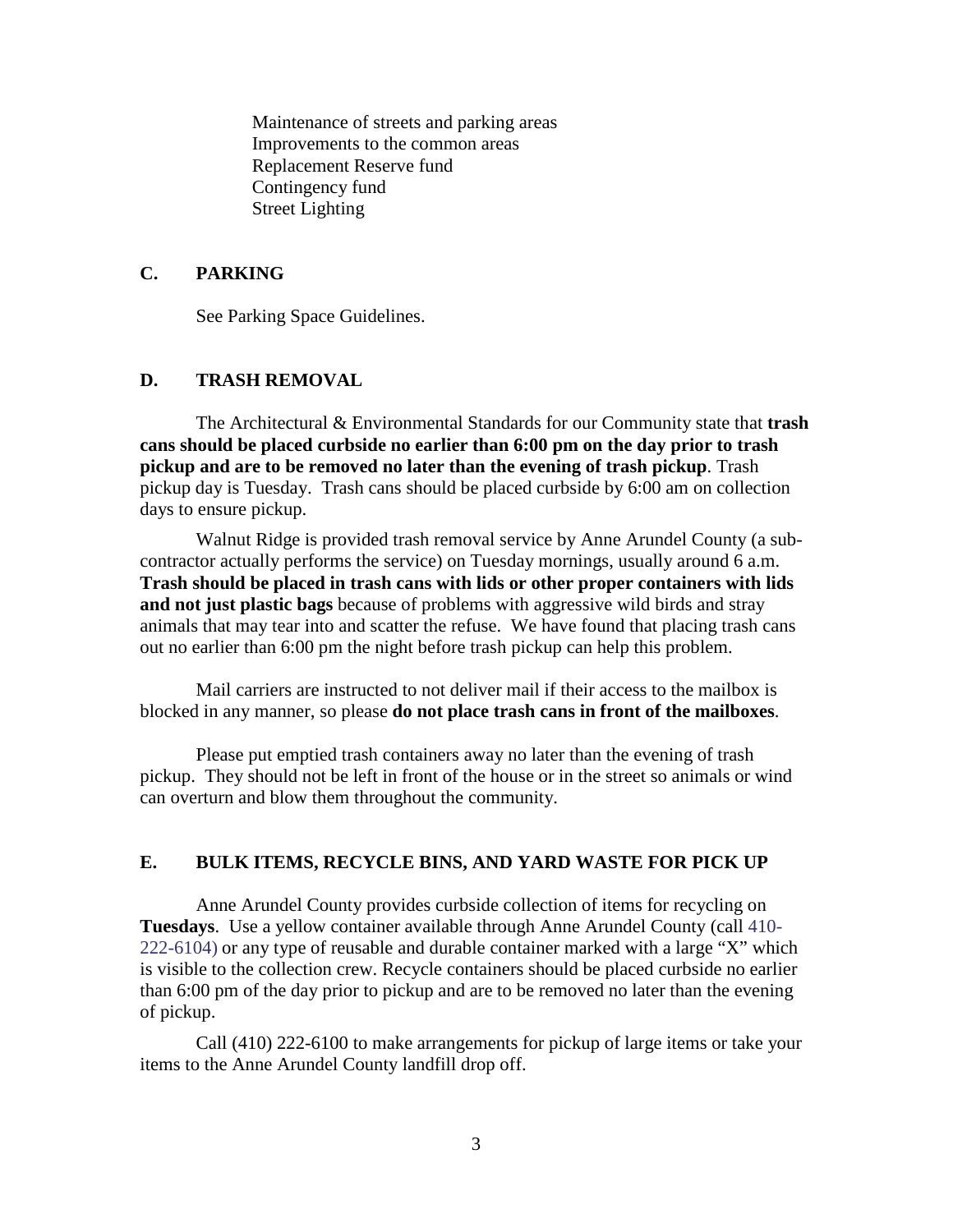Maintenance of streets and parking areas
Improvements to the common areas
Replacement Reserve fund
Contingency fund
Street Lighting

### C. PARKING

See Parking Space Guidelines.

### D. TRASH REMOVAL

The Architectural & Environmental Standards for our Community state that **trash cans should be placed curbside no earlier than 6:00 pm on the day prior to trash pickup and are to be removed no later than the evening of trash pickup**. Trash pickup day is Tuesday. Trash cans should be placed curbside by 6:00 am on collection days to ensure pickup.

Walnut Ridge is provided trash removal service by Anne Arundel County (a sub-contractor actually performs the service) on Tuesday mornings, usually around 6 a.m. **Trash should be placed in trash cans with lids or other proper containers with lids and not just plastic bags** because of problems with aggressive wild birds and stray animals that may tear into and scatter the refuse. We have found that placing trash cans out no earlier than 6:00 pm the night before trash pickup can help this problem.

Mail carriers are instructed to not deliver mail if their access to the mailbox is blocked in any manner, so please **do not place trash cans in front of the mailboxes**.

Please put emptied trash containers away no later than the evening of trash pickup. They should not be left in front of the house or in the street so animals or wind can overturn and blow them throughout the community.

### E. BULK ITEMS, RECYCLE BINS, AND YARD WASTE FOR PICK UP

Anne Arundel County provides curbside collection of items for recycling on **Tuesdays**. Use a yellow container available through Anne Arundel County (call 410-222-6104) or any type of reusable and durable container marked with a large "X" which is visible to the collection crew. Recycle containers should be placed curbside no earlier than 6:00 pm of the day prior to pickup and are to be removed no later than the evening of pickup.

Call (410) 222-6100 to make arrangements for pickup of large items or take your items to the Anne Arundel County landfill drop off.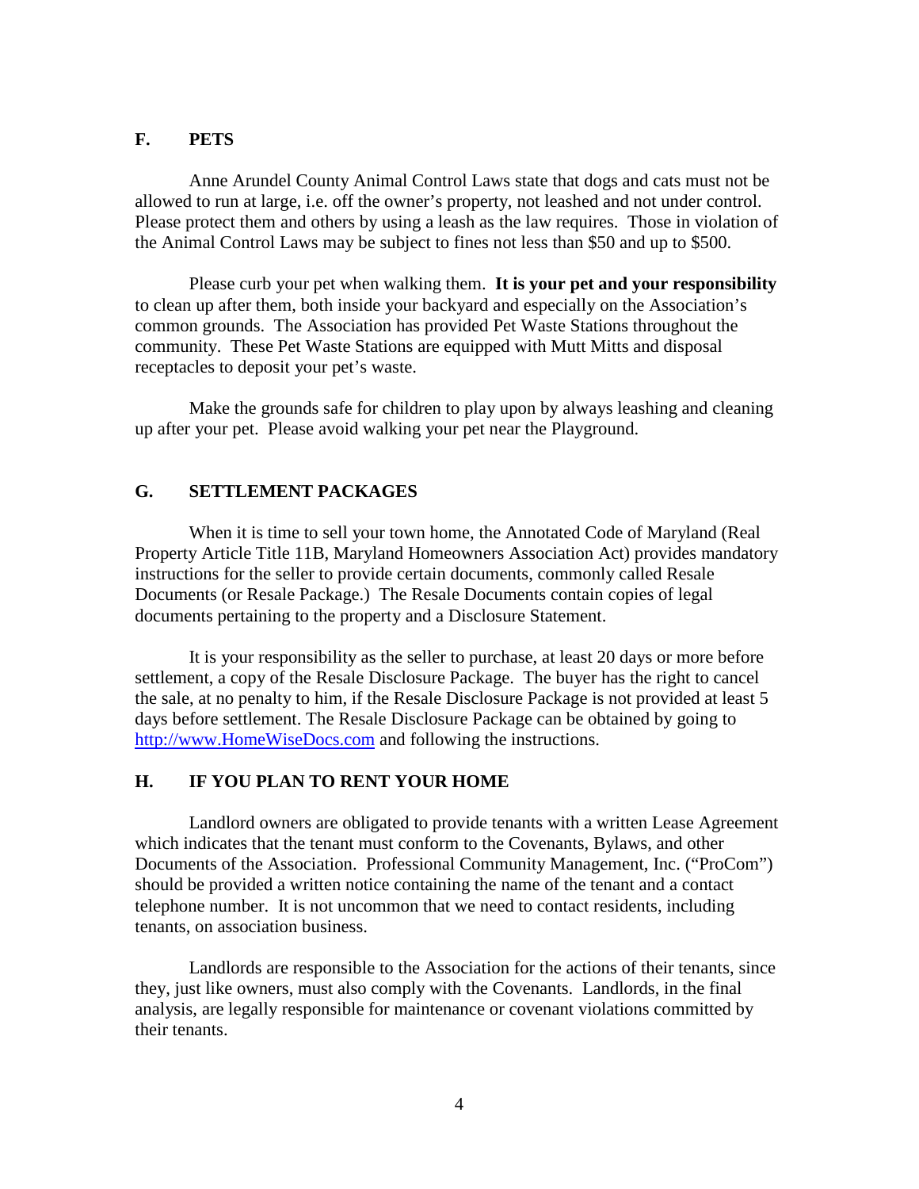## F. PETS

Anne Arundel County Animal Control Laws state that dogs and cats must not be allowed to run at large, i.e. off the owner's property, not leashed and not under control. Please protect them and others by using a leash as the law requires. Those in violation of the Animal Control Laws may be subject to fines not less than $50 and up to $500.

Please curb your pet when walking them. **It is your pet and your responsibility** to clean up after them, both inside your backyard and especially on the Association's common grounds. The Association has provided Pet Waste Stations throughout the community. These Pet Waste Stations are equipped with Mutt Mitts and disposal receptacles to deposit your pet's waste.

Make the grounds safe for children to play upon by always leashing and cleaning up after your pet. Please avoid walking your pet near the Playground.

## G. SETTLEMENT PACKAGES

When it is time to sell your town home, the Annotated Code of Maryland (Real Property Article Title 11B, Maryland Homeowners Association Act) provides mandatory instructions for the seller to provide certain documents, commonly called Resale Documents (or Resale Package.) The Resale Documents contain copies of legal documents pertaining to the property and a Disclosure Statement.

It is your responsibility as the seller to purchase, at least 20 days or more before settlement, a copy of the Resale Disclosure Package. The buyer has the right to cancel the sale, at no penalty to him, if the Resale Disclosure Package is not provided at least 5 days before settlement. The Resale Disclosure Package can be obtained by going to [http://www.HomeWiseDocs.com](http://www.HomeWiseDocs.com) and following the instructions.

## H. IF YOU PLAN TO RENT YOUR HOME

Landlord owners are obligated to provide tenants with a written Lease Agreement which indicates that the tenant must conform to the Covenants, Bylaws, and other Documents of the Association. Professional Community Management, Inc. ("ProCom") should be provided a written notice containing the name of the tenant and a contact telephone number. It is not uncommon that we need to contact residents, including tenants, on association business.

Landlords are responsible to the Association for the actions of their tenants, since they, just like owners, must also comply with the Covenants. Landlords, in the final analysis, are legally responsible for maintenance or covenant violations committed by their tenants.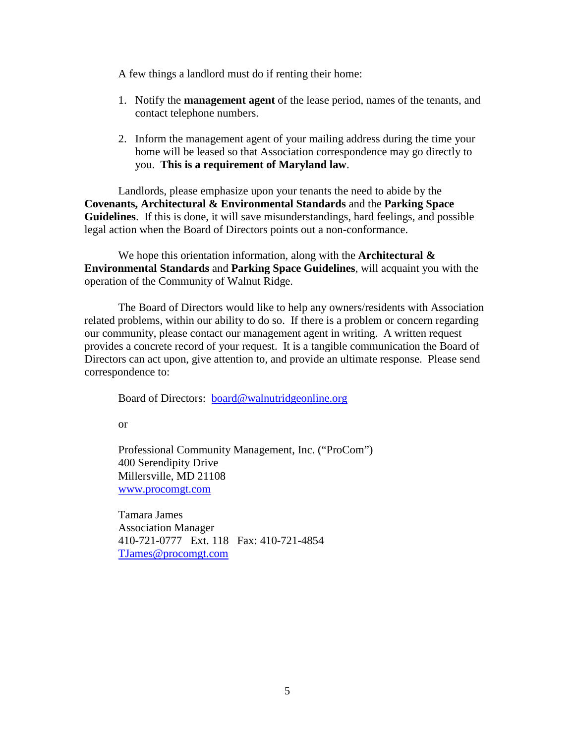A few things a landlord must do if renting their home:

1. Notify the **management agent** of the lease period, names of the tenants, and contact telephone numbers.

2. Inform the management agent of your mailing address during the time your home will be leased so that Association correspondence may go directly to you. **This is a requirement of Maryland law**.

Landlords, please emphasize upon your tenants the need to abide by the **Covenants, Architectural & Environmental Standards** and the **Parking Space Guidelines**. If this is done, it will save misunderstandings, hard feelings, and possible legal action when the Board of Directors points out a non-conformance.

We hope this orientation information, along with the **Architectural & Environmental Standards** and **Parking Space Guidelines**, will acquaint you with the operation of the Community of Walnut Ridge.

The Board of Directors would like to help any owners/residents with Association related problems, within our ability to do so. If there is a problem or concern regarding our community, please contact our management agent in writing. A written request provides a concrete record of your request. It is a tangible communication the Board of Directors can act upon, give attention to, and provide an ultimate response. Please send correspondence to:

Board of Directors: board@walnutridgeonline.org

or

Professional Community Management, Inc. ("ProCom")
400 Serendipity Drive
Millersville, MD 21108
www.procomgt.com

Tamara James
Association Manager
410-721-0777 Ext. 118 Fax: 410-721-4854
TJames@procomgt.com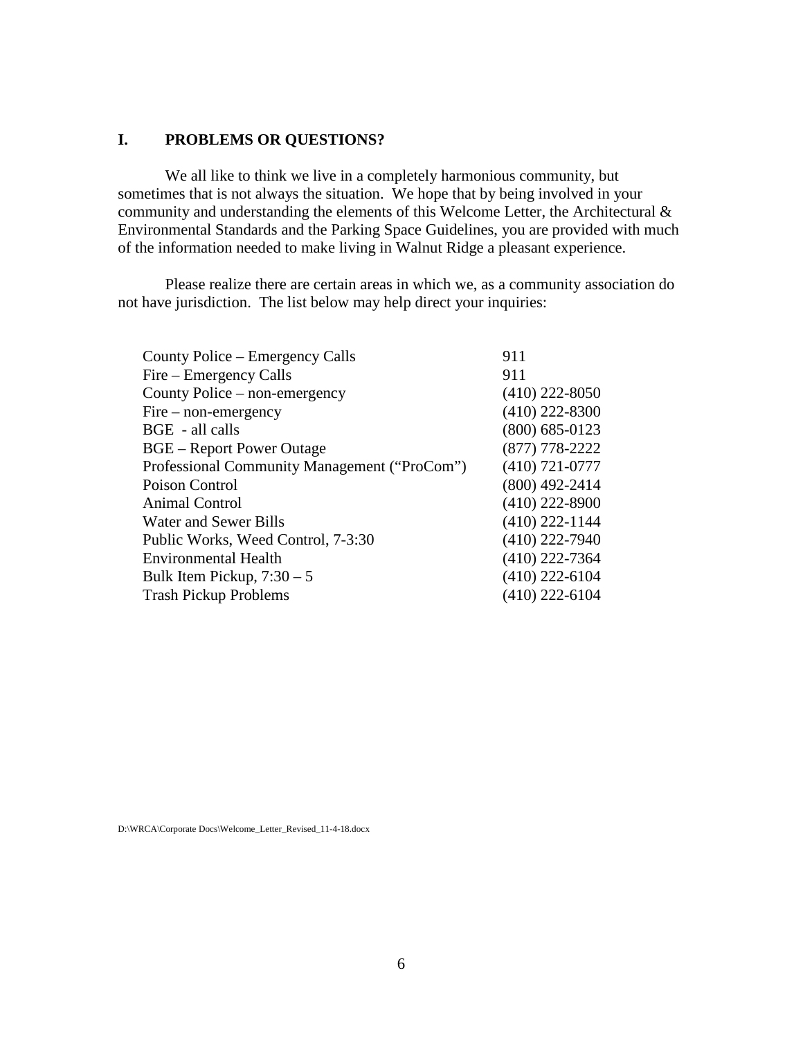## I. PROBLEMS OR QUESTIONS?

We all like to think we live in a completely harmonious community, but sometimes that is not always the situation. We hope that by being involved in your community and understanding the elements of this Welcome Letter, the Architectural & Environmental Standards and the Parking Space Guidelines, you are provided with much of the information needed to make living in Walnut Ridge a pleasant experience.

Please realize there are certain areas in which we, as a community association do not have jurisdiction. The list below may help direct your inquiries:

| | |
|---|---|
| County Police – Emergency Calls | 911 |
| Fire – Emergency Calls | 911 |
| County Police – non-emergency | (410) 222-8050 |
| Fire – non-emergency | (410) 222-8300 |
| BGE - all calls | (800) 685-0123 |
| BGE – Report Power Outage | (877) 778-2222 |
| Professional Community Management ("ProCom") | (410) 721-0777 |
| Poison Control | (800) 492-2414 |
| Animal Control | (410) 222-8900 |
| Water and Sewer Bills | (410) 222-1144 |
| Public Works, Weed Control, 7-3:30 | (410) 222-7940 |
| Environmental Health | (410) 222-7364 |
| Bulk Item Pickup, 7:30 – 5 | (410) 222-6104 |
| Trash Pickup Problems | (410) 222-6104 |

D:\WRCA\Corporate Docs\Welcome_Letter_Revised_11-4-18.docx